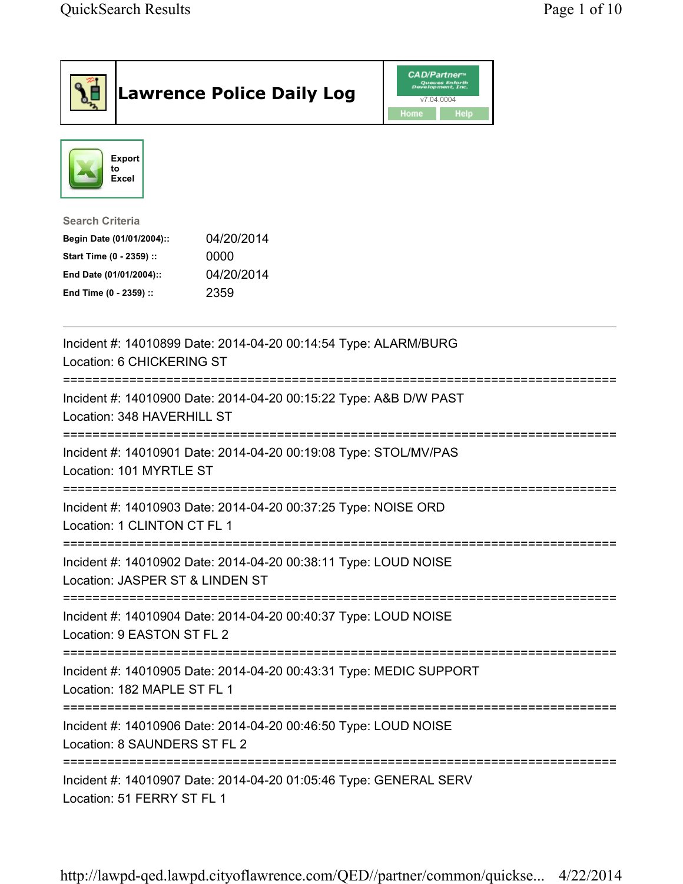# Lawrence Police Daily Log

CAD/Partner
Queues Enforth Development, Inc.
v7.04.0004

Home | Help

Export to Excel

**Search Criteria**

| | |
|---|---|
| **Begin Date (01/01/2004)::** | 04/20/2014 |
| **Start Time (0 - 2359) ::** | 0000 |
| **End Date (01/01/2004)::** | 04/20/2014 |
| **End Time (0 - 2359) ::** | 2359 |

---

Incident #: 14010899 Date: 2014-04-20 00:14:54 Type: ALARM/BURG
Location: 6 CHICKERING ST

===========================================================================

Incident #: 14010900 Date: 2014-04-20 00:15:22 Type: A&B D/W PAST
Location: 348 HAVERHILL ST

===========================================================================

Incident #: 14010901 Date: 2014-04-20 00:19:08 Type: STOL/MV/PAS
Location: 101 MYRTLE ST

===========================================================================

Incident #: 14010903 Date: 2014-04-20 00:37:25 Type: NOISE ORD
Location: 1 CLINTON CT FL 1

===========================================================================

Incident #: 14010902 Date: 2014-04-20 00:38:11 Type: LOUD NOISE
Location: JASPER ST & LINDEN ST

===========================================================================

Incident #: 14010904 Date: 2014-04-20 00:40:37 Type: LOUD NOISE
Location: 9 EASTON ST FL 2

===========================================================================

Incident #: 14010905 Date: 2014-04-20 00:43:31 Type: MEDIC SUPPORT
Location: 182 MAPLE ST FL 1

===========================================================================

Incident #: 14010906 Date: 2014-04-20 00:46:50 Type: LOUD NOISE
Location: 8 SAUNDERS ST FL 2

===========================================================================

Incident #: 14010907 Date: 2014-04-20 01:05:46 Type: GENERAL SERV
Location: 51 FERRY ST FL 1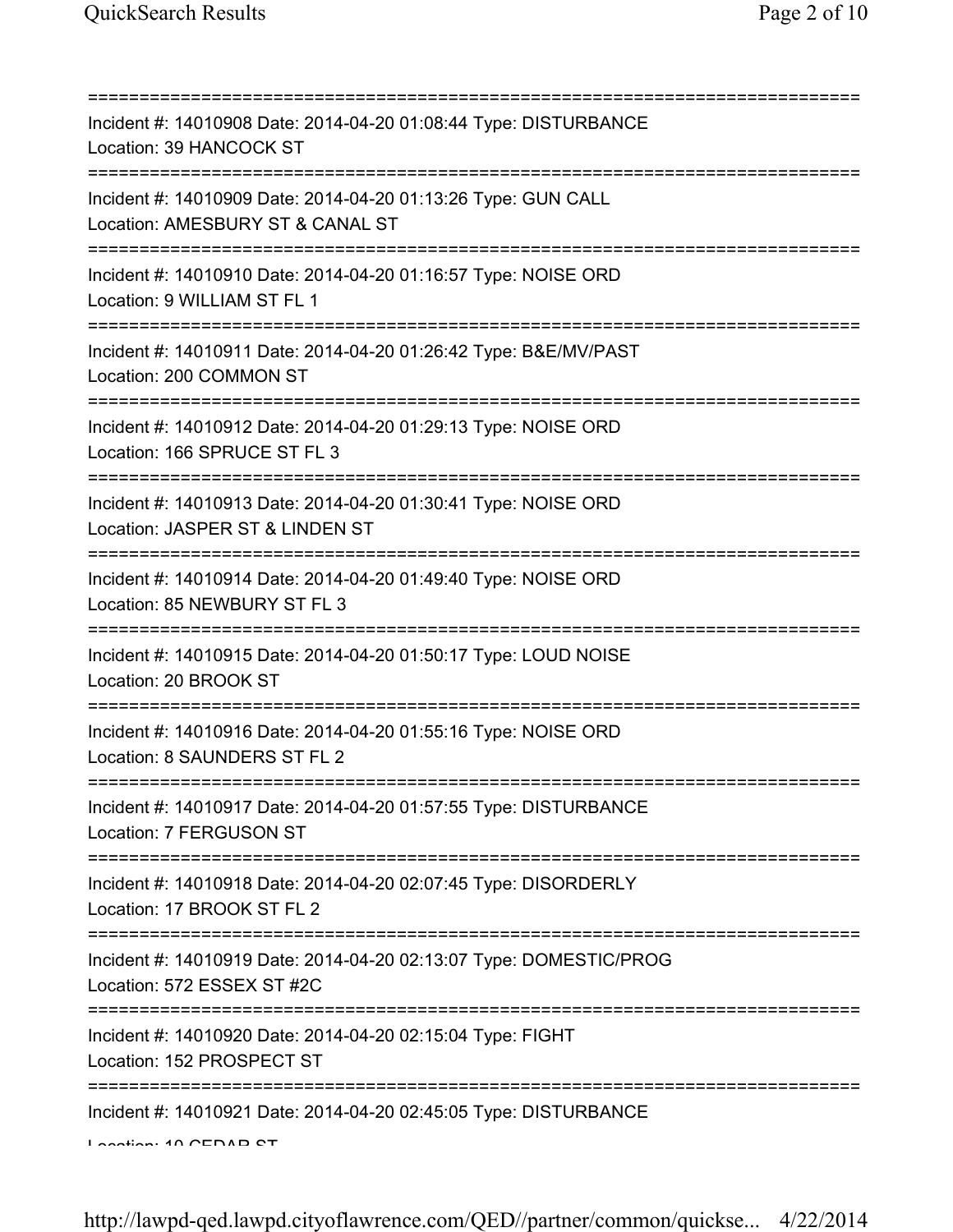===========================================================================

Incident #: 14010908 Date: 2014-04-20 01:08:44 Type: DISTURBANCE
Location: 39 HANCOCK ST

===========================================================================

Incident #: 14010909 Date: 2014-04-20 01:13:26 Type: GUN CALL
Location: AMESBURY ST & CANAL ST

===========================================================================

Incident #: 14010910 Date: 2014-04-20 01:16:57 Type: NOISE ORD
Location: 9 WILLIAM ST FL 1

===========================================================================

Incident #: 14010911 Date: 2014-04-20 01:26:42 Type: B&E/MV/PAST
Location: 200 COMMON ST

===========================================================================

Incident #: 14010912 Date: 2014-04-20 01:29:13 Type: NOISE ORD
Location: 166 SPRUCE ST FL 3

===========================================================================

Incident #: 14010913 Date: 2014-04-20 01:30:41 Type: NOISE ORD
Location: JASPER ST & LINDEN ST

===========================================================================

Incident #: 14010914 Date: 2014-04-20 01:49:40 Type: NOISE ORD
Location: 85 NEWBURY ST FL 3

===========================================================================

Incident #: 14010915 Date: 2014-04-20 01:50:17 Type: LOUD NOISE
Location: 20 BROOK ST

===========================================================================

Incident #: 14010916 Date: 2014-04-20 01:55:16 Type: NOISE ORD
Location: 8 SAUNDERS ST FL 2

===========================================================================

Incident #: 14010917 Date: 2014-04-20 01:57:55 Type: DISTURBANCE
Location: 7 FERGUSON ST

===========================================================================

Incident #: 14010918 Date: 2014-04-20 02:07:45 Type: DISORDERLY
Location: 17 BROOK ST FL 2

===========================================================================

Incident #: 14010919 Date: 2014-04-20 02:13:07 Type: DOMESTIC/PROG
Location: 572 ESSEX ST #2C

===========================================================================

Incident #: 14010920 Date: 2014-04-20 02:15:04 Type: FIGHT
Location: 152 PROSPECT ST

===========================================================================

Incident #: 14010921 Date: 2014-04-20 02:45:05 Type: DISTURBANCE
Location: 10 CEDAR ST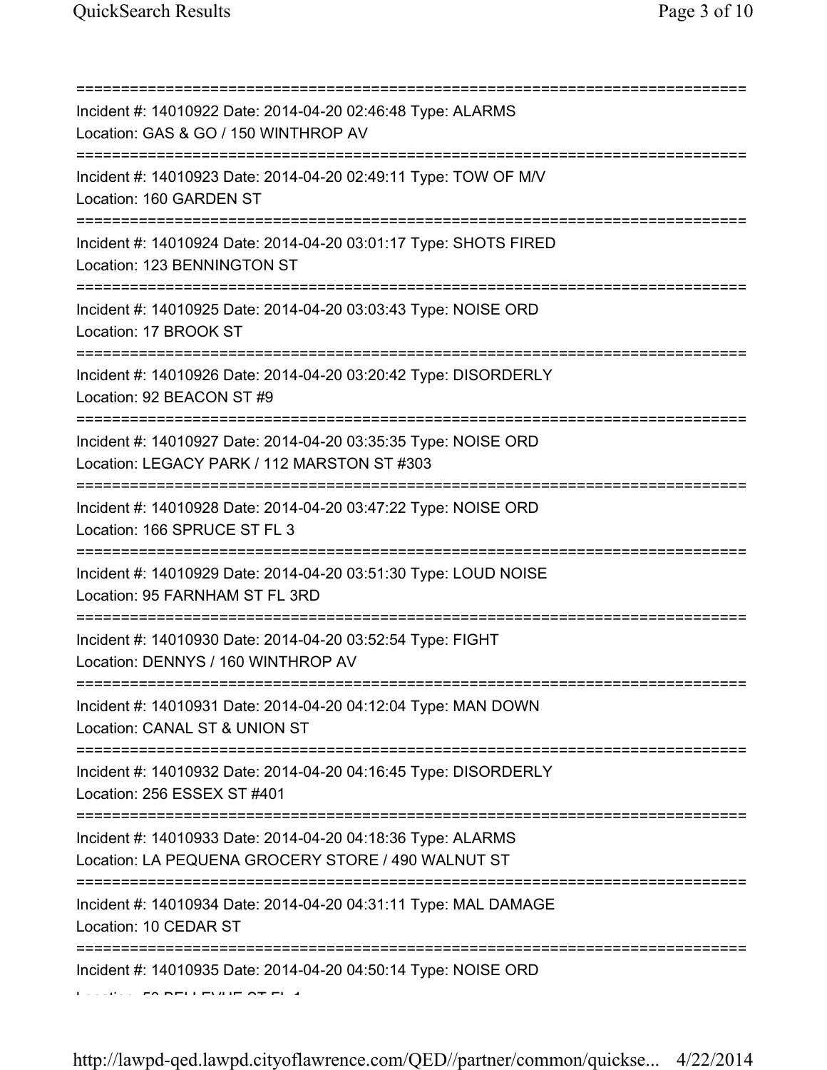===========================================================================
Incident #: 14010922 Date: 2014-04-20 02:46:48 Type: ALARMS
Location: GAS & GO / 150 WINTHROP AV
===========================================================================
Incident #: 14010923 Date: 2014-04-20 02:49:11 Type: TOW OF M/V
Location: 160 GARDEN ST
===========================================================================
Incident #: 14010924 Date: 2014-04-20 03:01:17 Type: SHOTS FIRED
Location: 123 BENNINGTON ST
===========================================================================
Incident #: 14010925 Date: 2014-04-20 03:03:43 Type: NOISE ORD
Location: 17 BROOK ST
===========================================================================
Incident #: 14010926 Date: 2014-04-20 03:20:42 Type: DISORDERLY
Location: 92 BEACON ST #9
===========================================================================
Incident #: 14010927 Date: 2014-04-20 03:35:35 Type: NOISE ORD
Location: LEGACY PARK / 112 MARSTON ST #303
===========================================================================
Incident #: 14010928 Date: 2014-04-20 03:47:22 Type: NOISE ORD
Location: 166 SPRUCE ST FL 3
===========================================================================
Incident #: 14010929 Date: 2014-04-20 03:51:30 Type: LOUD NOISE
Location: 95 FARNHAM ST FL 3RD
===========================================================================
Incident #: 14010930 Date: 2014-04-20 03:52:54 Type: FIGHT
Location: DENNYS / 160 WINTHROP AV
===========================================================================
Incident #: 14010931 Date: 2014-04-20 04:12:04 Type: MAN DOWN
Location: CANAL ST & UNION ST
===========================================================================
Incident #: 14010932 Date: 2014-04-20 04:16:45 Type: DISORDERLY
Location: 256 ESSEX ST #401
===========================================================================
Incident #: 14010933 Date: 2014-04-20 04:18:36 Type: ALARMS
Location: LA PEQUENA GROCERY STORE / 490 WALNUT ST
===========================================================================
Incident #: 14010934 Date: 2014-04-20 04:31:11 Type: MAL DAMAGE
Location: 10 CEDAR ST
===========================================================================
Incident #: 14010935 Date: 2014-04-20 04:50:14 Type: NOISE ORD
Location: 50 BELLEVUE ST FL 1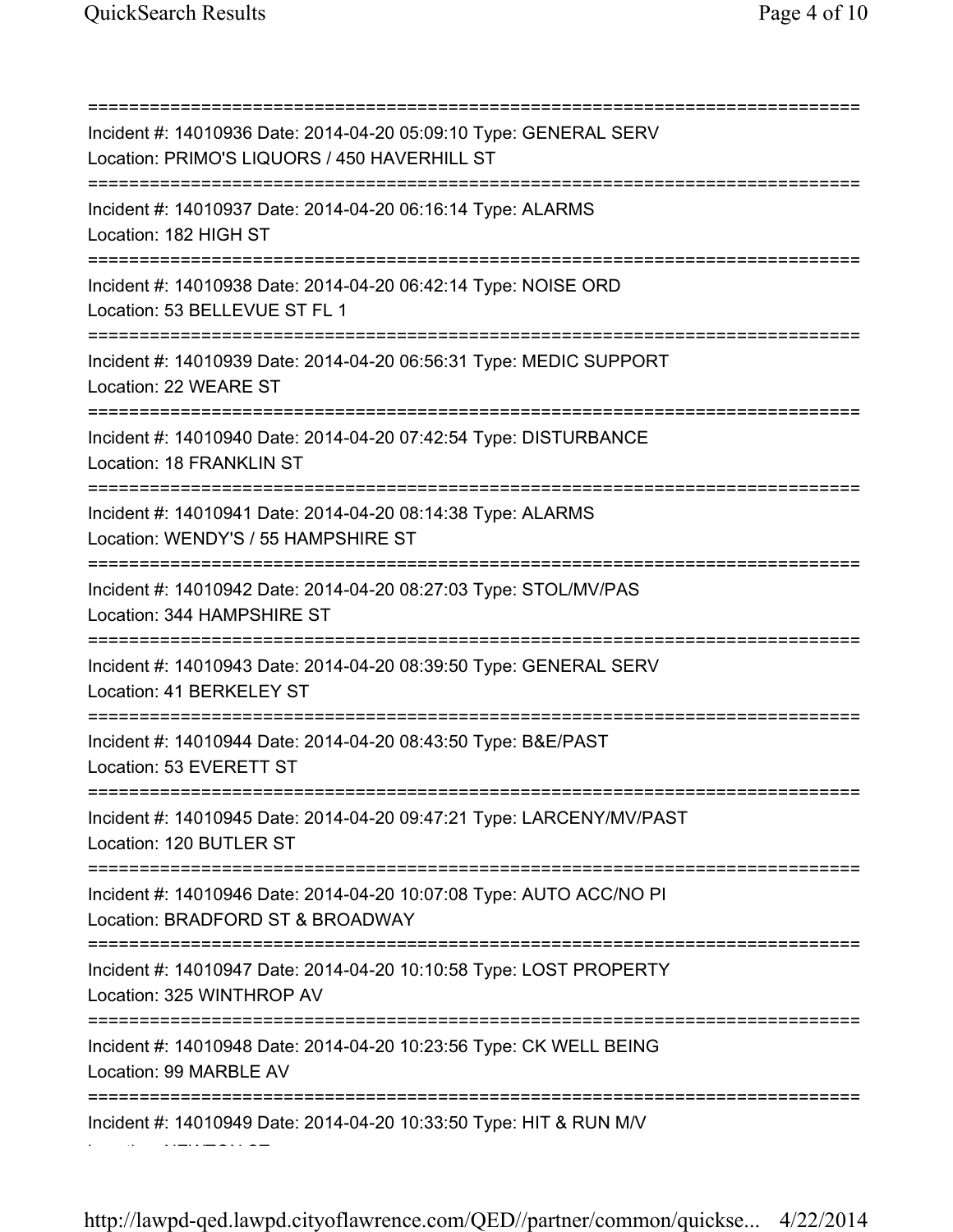===========================================================================
Incident #: 14010936 Date: 2014-04-20 05:09:10 Type: GENERAL SERV
Location: PRIMO'S LIQUORS / 450 HAVERHILL ST
===========================================================================
Incident #: 14010937 Date: 2014-04-20 06:16:14 Type: ALARMS
Location: 182 HIGH ST
===========================================================================
Incident #: 14010938 Date: 2014-04-20 06:42:14 Type: NOISE ORD
Location: 53 BELLEVUE ST FL 1
===========================================================================
Incident #: 14010939 Date: 2014-04-20 06:56:31 Type: MEDIC SUPPORT
Location: 22 WEARE ST
===========================================================================
Incident #: 14010940 Date: 2014-04-20 07:42:54 Type: DISTURBANCE
Location: 18 FRANKLIN ST
===========================================================================
Incident #: 14010941 Date: 2014-04-20 08:14:38 Type: ALARMS
Location: WENDY'S / 55 HAMPSHIRE ST
===========================================================================
Incident #: 14010942 Date: 2014-04-20 08:27:03 Type: STOL/MV/PAS
Location: 344 HAMPSHIRE ST
===========================================================================
Incident #: 14010943 Date: 2014-04-20 08:39:50 Type: GENERAL SERV
Location: 41 BERKELEY ST
===========================================================================
Incident #: 14010944 Date: 2014-04-20 08:43:50 Type: B&E/PAST
Location: 53 EVERETT ST
===========================================================================
Incident #: 14010945 Date: 2014-04-20 09:47:21 Type: LARCENY/MV/PAST
Location: 120 BUTLER ST
===========================================================================
Incident #: 14010946 Date: 2014-04-20 10:07:08 Type: AUTO ACC/NO PI
Location: BRADFORD ST & BROADWAY
===========================================================================
Incident #: 14010947 Date: 2014-04-20 10:10:58 Type: LOST PROPERTY
Location: 325 WINTHROP AV
===========================================================================
Incident #: 14010948 Date: 2014-04-20 10:23:56 Type: CK WELL BEING
Location: 99 MARBLE AV
===========================================================================
Incident #: 14010949 Date: 2014-04-20 10:33:50 Type: HIT & RUN M/V
Location: NEWTON ST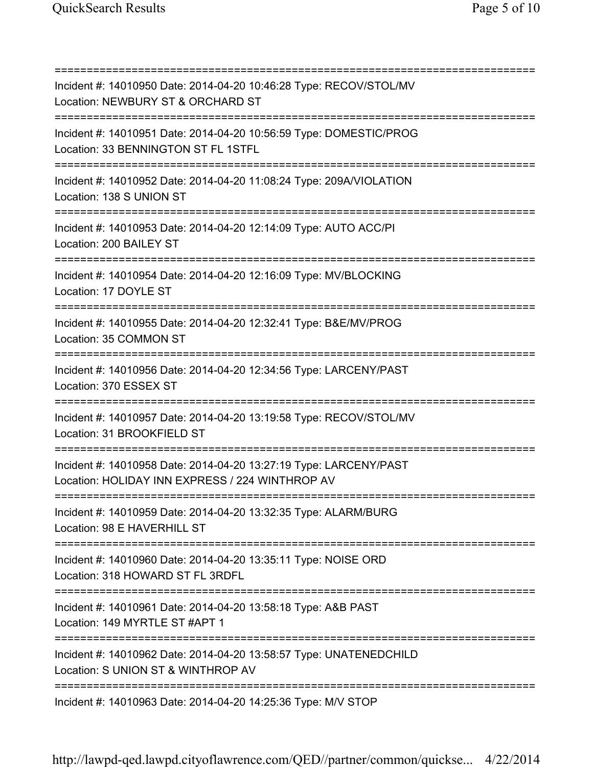================================================================================
Incident #: 14010950 Date: 2014-04-20 10:46:28 Type: RECOV/STOL/MV
Location: NEWBURY ST & ORCHARD ST
================================================================================
Incident #: 14010951 Date: 2014-04-20 10:56:59 Type: DOMESTIC/PROG
Location: 33 BENNINGTON ST FL 1STFL
================================================================================
Incident #: 14010952 Date: 2014-04-20 11:08:24 Type: 209A/VIOLATION
Location: 138 S UNION ST
================================================================================
Incident #: 14010953 Date: 2014-04-20 12:14:09 Type: AUTO ACC/PI
Location: 200 BAILEY ST
================================================================================
Incident #: 14010954 Date: 2014-04-20 12:16:09 Type: MV/BLOCKING
Location: 17 DOYLE ST
================================================================================
Incident #: 14010955 Date: 2014-04-20 12:32:41 Type: B&E/MV/PROG
Location: 35 COMMON ST
================================================================================
Incident #: 14010956 Date: 2014-04-20 12:34:56 Type: LARCENY/PAST
Location: 370 ESSEX ST
================================================================================
Incident #: 14010957 Date: 2014-04-20 13:19:58 Type: RECOV/STOL/MV
Location: 31 BROOKFIELD ST
================================================================================
Incident #: 14010958 Date: 2014-04-20 13:27:19 Type: LARCENY/PAST
Location: HOLIDAY INN EXPRESS / 224 WINTHROP AV
================================================================================
Incident #: 14010959 Date: 2014-04-20 13:32:35 Type: ALARM/BURG
Location: 98 E HAVERHILL ST
================================================================================
Incident #: 14010960 Date: 2014-04-20 13:35:11 Type: NOISE ORD
Location: 318 HOWARD ST FL 3RDFL
================================================================================
Incident #: 14010961 Date: 2014-04-20 13:58:18 Type: A&B PAST
Location: 149 MYRTLE ST #APT 1
================================================================================
Incident #: 14010962 Date: 2014-04-20 13:58:57 Type: UNATENEDCHILD
Location: S UNION ST & WINTHROP AV
================================================================================
Incident #: 14010963 Date: 2014-04-20 14:25:36 Type: M/V STOP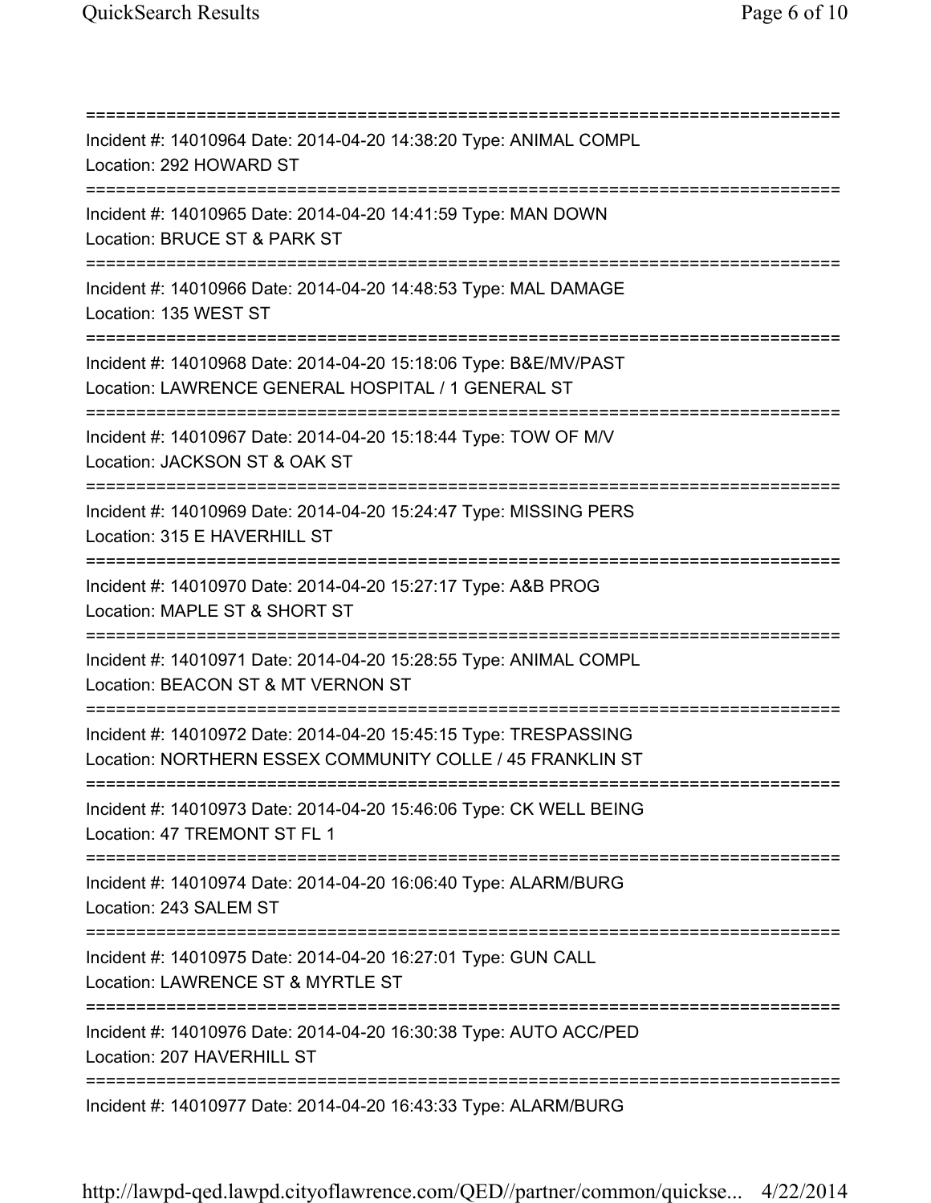===========================================================================

Incident #: 14010964 Date: 2014-04-20 14:38:20 Type: ANIMAL COMPL
Location: 292 HOWARD ST

===========================================================================

Incident #: 14010965 Date: 2014-04-20 14:41:59 Type: MAN DOWN
Location: BRUCE ST & PARK ST

===========================================================================

Incident #: 14010966 Date: 2014-04-20 14:48:53 Type: MAL DAMAGE
Location: 135 WEST ST

===========================================================================

Incident #: 14010968 Date: 2014-04-20 15:18:06 Type: B&E/MV/PAST
Location: LAWRENCE GENERAL HOSPITAL / 1 GENERAL ST

===========================================================================

Incident #: 14010967 Date: 2014-04-20 15:18:44 Type: TOW OF M/V
Location: JACKSON ST & OAK ST

===========================================================================

Incident #: 14010969 Date: 2014-04-20 15:24:47 Type: MISSING PERS
Location: 315 E HAVERHILL ST

===========================================================================

Incident #: 14010970 Date: 2014-04-20 15:27:17 Type: A&B PROG
Location: MAPLE ST & SHORT ST

===========================================================================

Incident #: 14010971 Date: 2014-04-20 15:28:55 Type: ANIMAL COMPL
Location: BEACON ST & MT VERNON ST

===========================================================================

Incident #: 14010972 Date: 2014-04-20 15:45:15 Type: TRESPASSING
Location: NORTHERN ESSEX COMMUNITY COLLE / 45 FRANKLIN ST

===========================================================================

Incident #: 14010973 Date: 2014-04-20 15:46:06 Type: CK WELL BEING
Location: 47 TREMONT ST FL 1

===========================================================================

Incident #: 14010974 Date: 2014-04-20 16:06:40 Type: ALARM/BURG
Location: 243 SALEM ST

===========================================================================

Incident #: 14010975 Date: 2014-04-20 16:27:01 Type: GUN CALL
Location: LAWRENCE ST & MYRTLE ST

===========================================================================

Incident #: 14010976 Date: 2014-04-20 16:30:38 Type: AUTO ACC/PED
Location: 207 HAVERHILL ST

===========================================================================

Incident #: 14010977 Date: 2014-04-20 16:43:33 Type: ALARM/BURG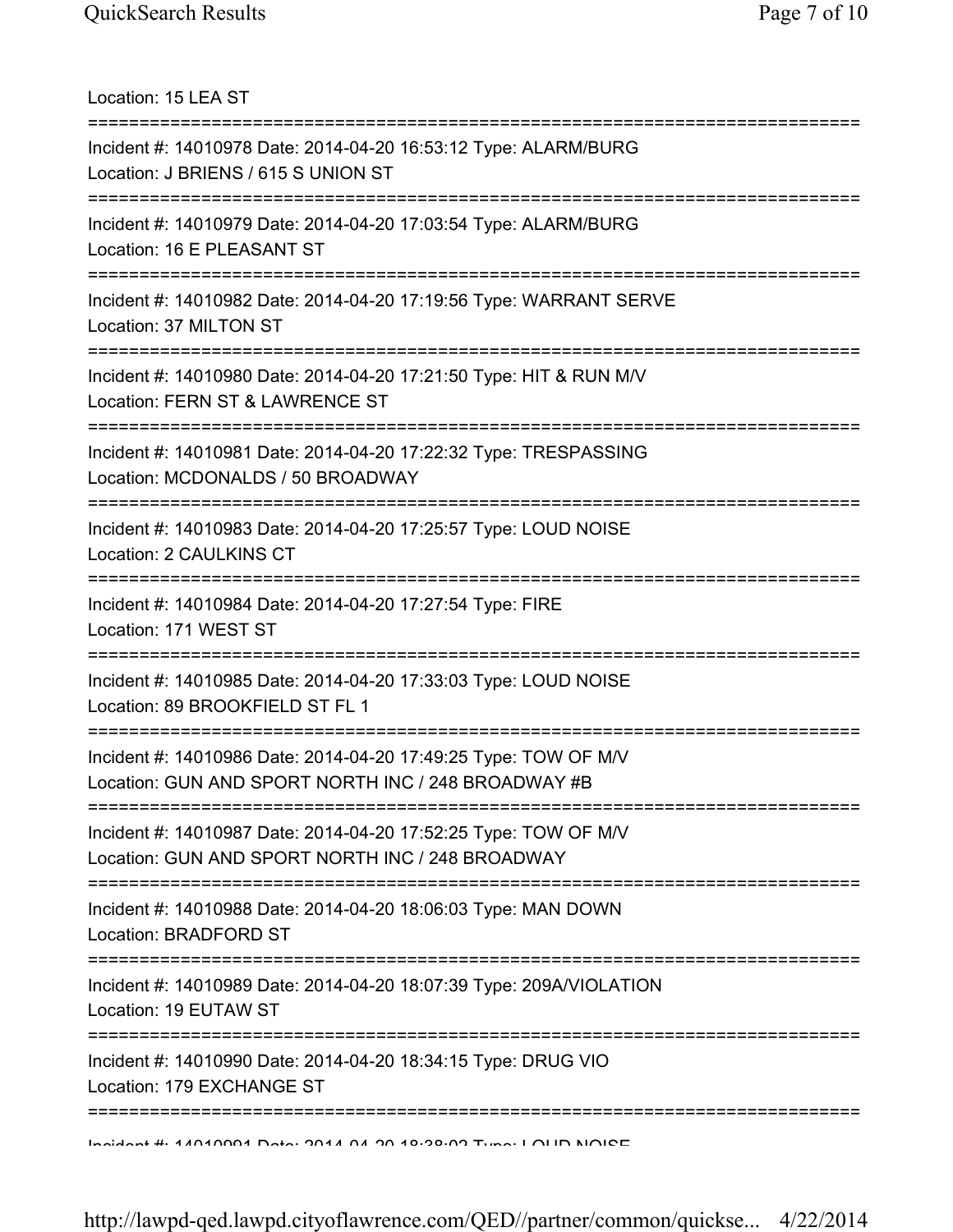Location: 15 LEA ST

===========================================================================

Incident #: 14010978 Date: 2014-04-20 16:53:12 Type: ALARM/BURG
Location: J BRIENS / 615 S UNION ST

===========================================================================

Incident #: 14010979 Date: 2014-04-20 17:03:54 Type: ALARM/BURG
Location: 16 E PLEASANT ST

===========================================================================

Incident #: 14010982 Date: 2014-04-20 17:19:56 Type: WARRANT SERVE
Location: 37 MILTON ST

===========================================================================

Incident #: 14010980 Date: 2014-04-20 17:21:50 Type: HIT & RUN M/V
Location: FERN ST & LAWRENCE ST

===========================================================================

Incident #: 14010981 Date: 2014-04-20 17:22:32 Type: TRESPASSING
Location: MCDONALDS / 50 BROADWAY

===========================================================================

Incident #: 14010983 Date: 2014-04-20 17:25:57 Type: LOUD NOISE
Location: 2 CAULKINS CT

===========================================================================

Incident #: 14010984 Date: 2014-04-20 17:27:54 Type: FIRE
Location: 171 WEST ST

===========================================================================

Incident #: 14010985 Date: 2014-04-20 17:33:03 Type: LOUD NOISE
Location: 89 BROOKFIELD ST FL 1

===========================================================================

Incident #: 14010986 Date: 2014-04-20 17:49:25 Type: TOW OF M/V
Location: GUN AND SPORT NORTH INC / 248 BROADWAY #B

===========================================================================

Incident #: 14010987 Date: 2014-04-20 17:52:25 Type: TOW OF M/V
Location: GUN AND SPORT NORTH INC / 248 BROADWAY

===========================================================================

Incident #: 14010988 Date: 2014-04-20 18:06:03 Type: MAN DOWN
Location: BRADFORD ST

===========================================================================

Incident #: 14010989 Date: 2014-04-20 18:07:39 Type: 209A/VIOLATION
Location: 19 EUTAW ST

===========================================================================

Incident #: 14010990 Date: 2014-04-20 18:34:15 Type: DRUG VIO
Location: 179 EXCHANGE ST

===========================================================================

Incident #: 14010991 Date: 2014-04-20 18:38:02 Type: LOUD NOISE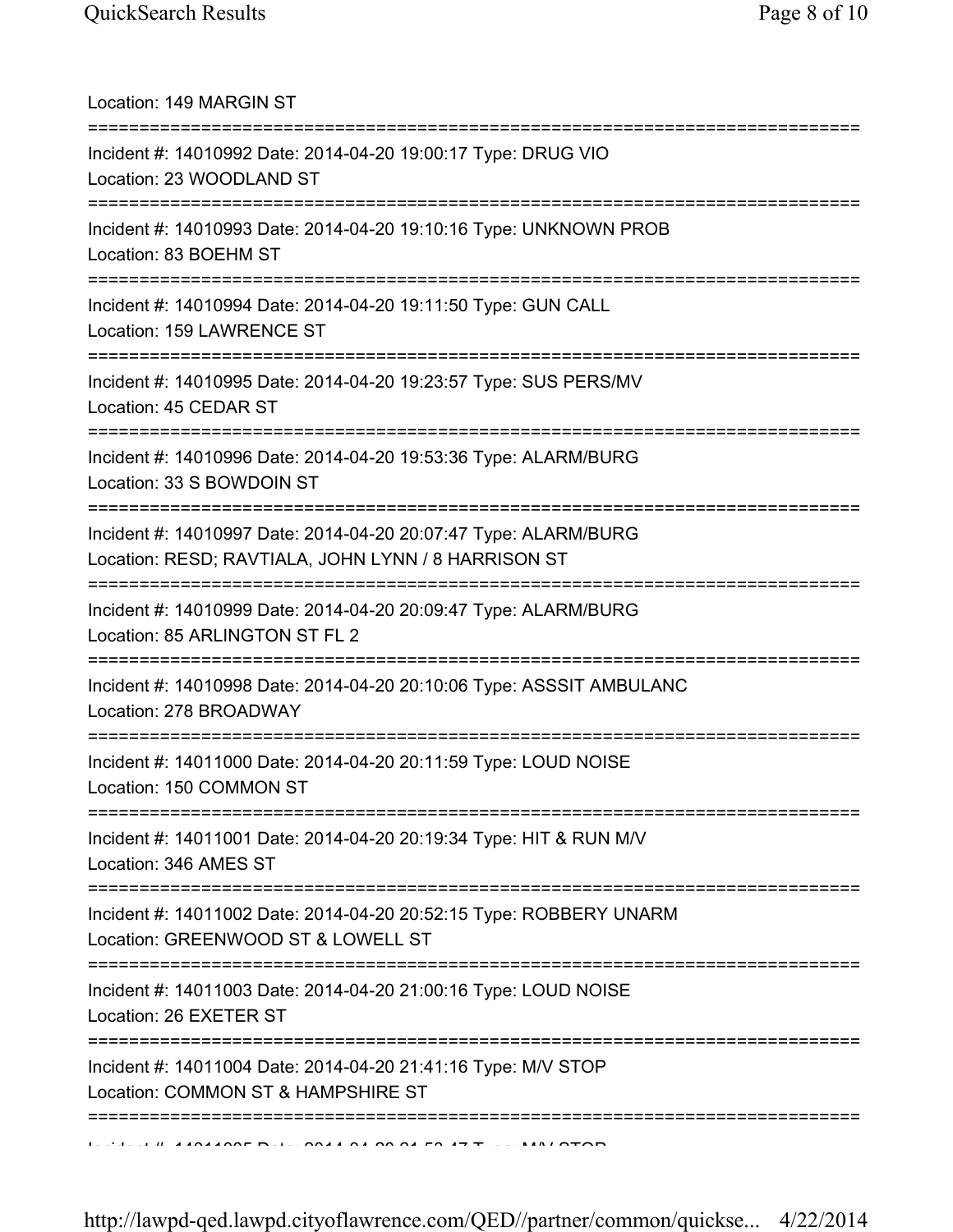Location: 149 MARGIN ST

===========================================================================

Incident #: 14010992 Date: 2014-04-20 19:00:17 Type: DRUG VIO
Location: 23 WOODLAND ST

===========================================================================

Incident #: 14010993 Date: 2014-04-20 19:10:16 Type: UNKNOWN PROB
Location: 83 BOEHM ST

===========================================================================

Incident #: 14010994 Date: 2014-04-20 19:11:50 Type: GUN CALL
Location: 159 LAWRENCE ST

===========================================================================

Incident #: 14010995 Date: 2014-04-20 19:23:57 Type: SUS PERS/MV
Location: 45 CEDAR ST

===========================================================================

Incident #: 14010996 Date: 2014-04-20 19:53:36 Type: ALARM/BURG
Location: 33 S BOWDOIN ST

===========================================================================

Incident #: 14010997 Date: 2014-04-20 20:07:47 Type: ALARM/BURG
Location: RESD; RAVTIALA, JOHN LYNN / 8 HARRISON ST

===========================================================================

Incident #: 14010999 Date: 2014-04-20 20:09:47 Type: ALARM/BURG
Location: 85 ARLINGTON ST FL 2

===========================================================================

Incident #: 14010998 Date: 2014-04-20 20:10:06 Type: ASSSIT AMBULANC
Location: 278 BROADWAY

===========================================================================

Incident #: 14011000 Date: 2014-04-20 20:11:59 Type: LOUD NOISE
Location: 150 COMMON ST

===========================================================================

Incident #: 14011001 Date: 2014-04-20 20:19:34 Type: HIT & RUN M/V
Location: 346 AMES ST

===========================================================================

Incident #: 14011002 Date: 2014-04-20 20:52:15 Type: ROBBERY UNARM
Location: GREENWOOD ST & LOWELL ST

===========================================================================

Incident #: 14011003 Date: 2014-04-20 21:00:16 Type: LOUD NOISE
Location: 26 EXETER ST

===========================================================================

Incident #: 14011004 Date: 2014-04-20 21:41:16 Type: M/V STOP
Location: COMMON ST & HAMPSHIRE ST

===========================================================================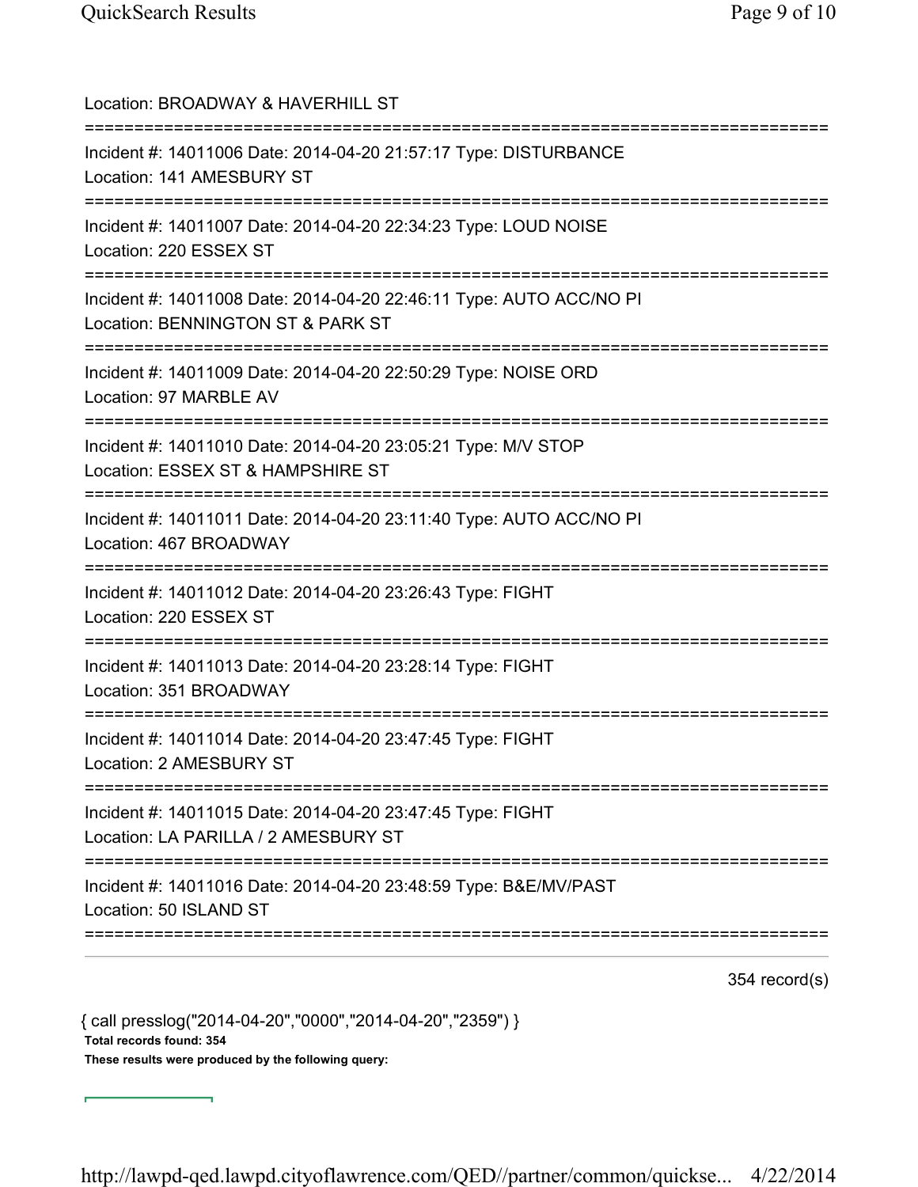Location: BROADWAY & HAVERHILL ST

===========================================================================

Incident #: 14011006 Date: 2014-04-20 21:57:17 Type: DISTURBANCE

Location: 141 AMESBURY ST

===========================================================================

Incident #: 14011007 Date: 2014-04-20 22:34:23 Type: LOUD NOISE

Location: 220 ESSEX ST

===========================================================================

Incident #: 14011008 Date: 2014-04-20 22:46:11 Type: AUTO ACC/NO PI

Location: BENNINGTON ST & PARK ST

===========================================================================

Incident #: 14011009 Date: 2014-04-20 22:50:29 Type: NOISE ORD

Location: 97 MARBLE AV

===========================================================================

Incident #: 14011010 Date: 2014-04-20 23:05:21 Type: M/V STOP

Location: ESSEX ST & HAMPSHIRE ST

===========================================================================

Incident #: 14011011 Date: 2014-04-20 23:11:40 Type: AUTO ACC/NO PI

Location: 467 BROADWAY

===========================================================================

Incident #: 14011012 Date: 2014-04-20 23:26:43 Type: FIGHT

Location: 220 ESSEX ST

===========================================================================

Incident #: 14011013 Date: 2014-04-20 23:28:14 Type: FIGHT

Location: 351 BROADWAY

===========================================================================

Incident #: 14011014 Date: 2014-04-20 23:47:45 Type: FIGHT

Location: 2 AMESBURY ST

===========================================================================

Incident #: 14011015 Date: 2014-04-20 23:47:45 Type: FIGHT

Location: LA PARILLA / 2 AMESBURY ST

===========================================================================

Incident #: 14011016 Date: 2014-04-20 23:48:59 Type: B&E/MV/PAST

Location: 50 ISLAND ST

===========================================================================

354 record(s)

{ call presslog("2014-04-20","0000","2014-04-20","2359") }

**Total records found: 354**

**These results were produced by the following query:**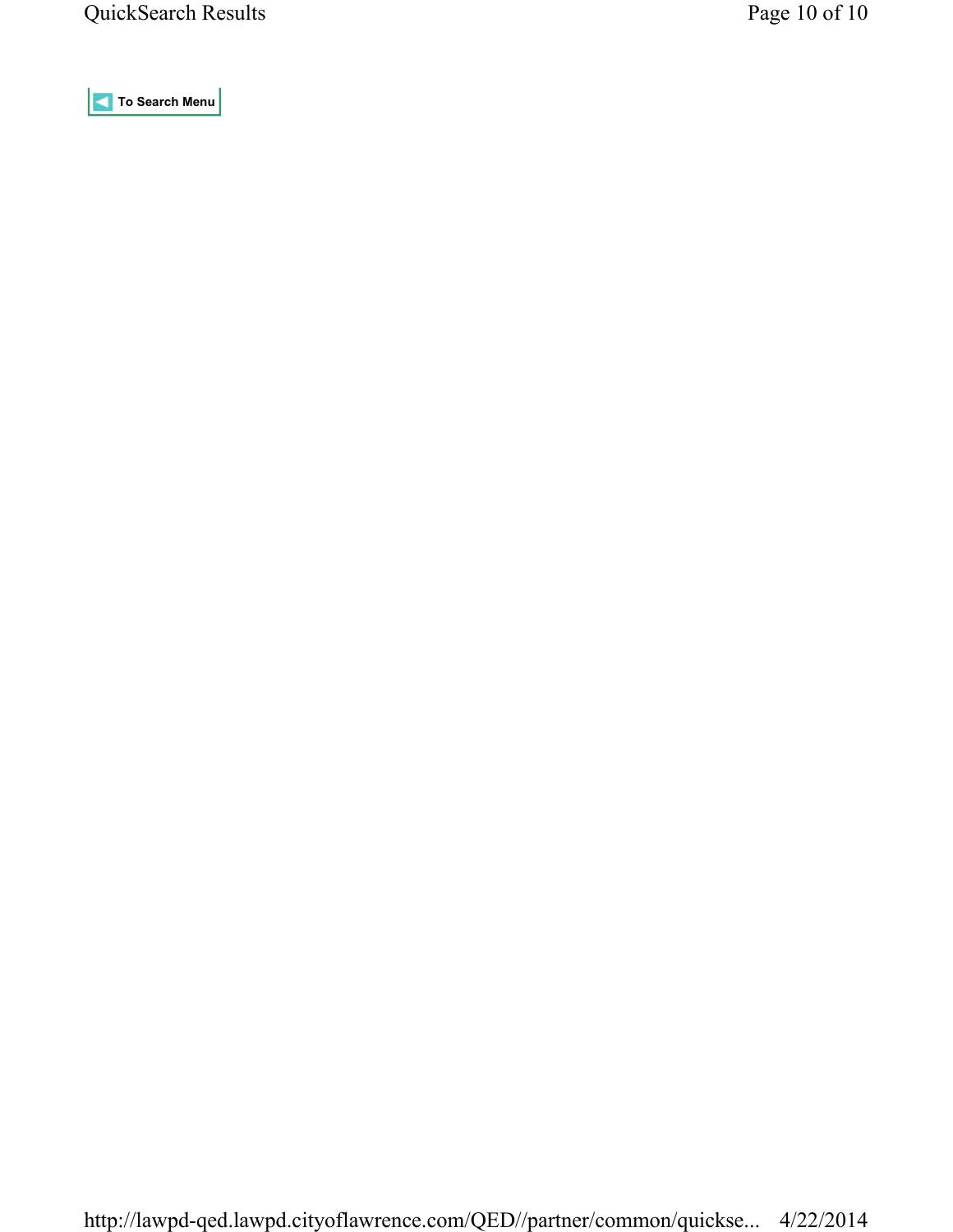To Search Menu